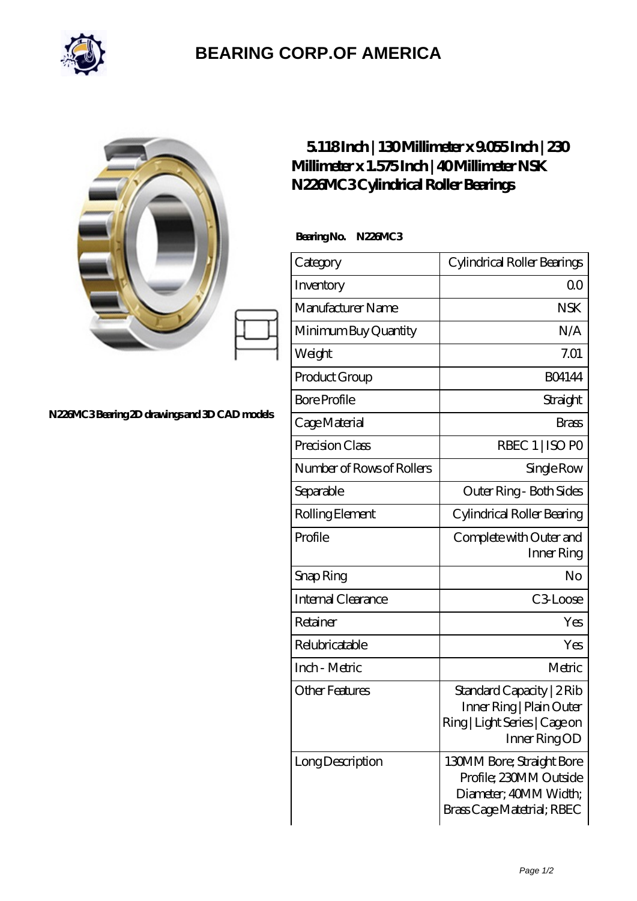# BEARING CORP.OF AMERICA

N226MC3 Bearing 2D drawings and 3D CAD models

## 5.118 Inch | 130 Millimeter x 9.055 Inch | 230 Millimeter x 1.575 Inch | 40 Millimeter NSK N226MC3 Cylindrical Roller Bearings

**Bearing No. N226MC3**

| Category | Cylindrical Roller Bearings |
|---|---|
| Inventory | 0.0 |
| Manufacturer Name | NSK |
| Minimum Buy Quantity | N/A |
| Weight | 7.01 |
| Product Group | B04144 |
| Bore Profile | Straight |
| Cage Material | Brass |
| Precision Class | RBEC 1 \| ISO P0 |
| Number of Rows of Rollers | Single Row |
| Separable | Outer Ring - Both Sides |
| Rolling Element | Cylindrical Roller Bearing |
| Profile | Complete with Outer and Inner Ring |
| Snap Ring | No |
| Internal Clearance | C3-Loose |
| Retainer | Yes |
| Relubricatable | Yes |
| Inch - Metric | Metric |
| Other Features | Standard Capacity \| 2 Rib Inner Ring \| Plain Outer Ring \| Light Series \| Cage on Inner Ring OD |
| Long Description | 130MM Bore; Straight Bore Profile; 230MM Outside Diameter; 40MM Width; Brass Cage Matetrial; RBEC |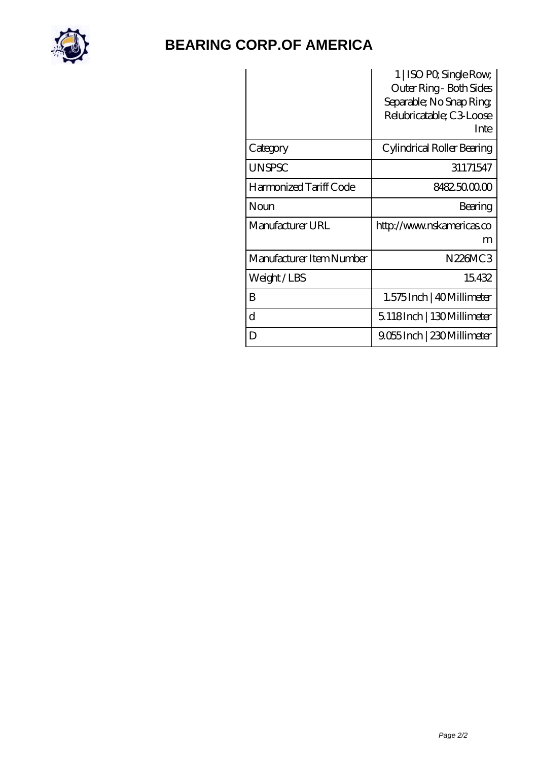# BEARING CORP.OF AMERICA

| | |
|---|---|
| | 1 \| ISO P0; Single Row; Outer Ring - Both Sides Separable; No Snap Ring; Relubricatable; C3-Loose Inte |
| Category | Cylindrical Roller Bearing |
| UNSPSC | 31171547 |
| Harmonized Tariff Code | 8482.50.00.00 |
| Noun | Bearing |
| Manufacturer URL | http://www.nskamericas.com |
| Manufacturer Item Number | N226MC3 |
| Weight / LBS | 15.432 |
| B | 1.575 Inch \| 40 Millimeter |
| d | 5.118 Inch \| 130 Millimeter |
| D | 9.055 Inch \| 230 Millimeter |